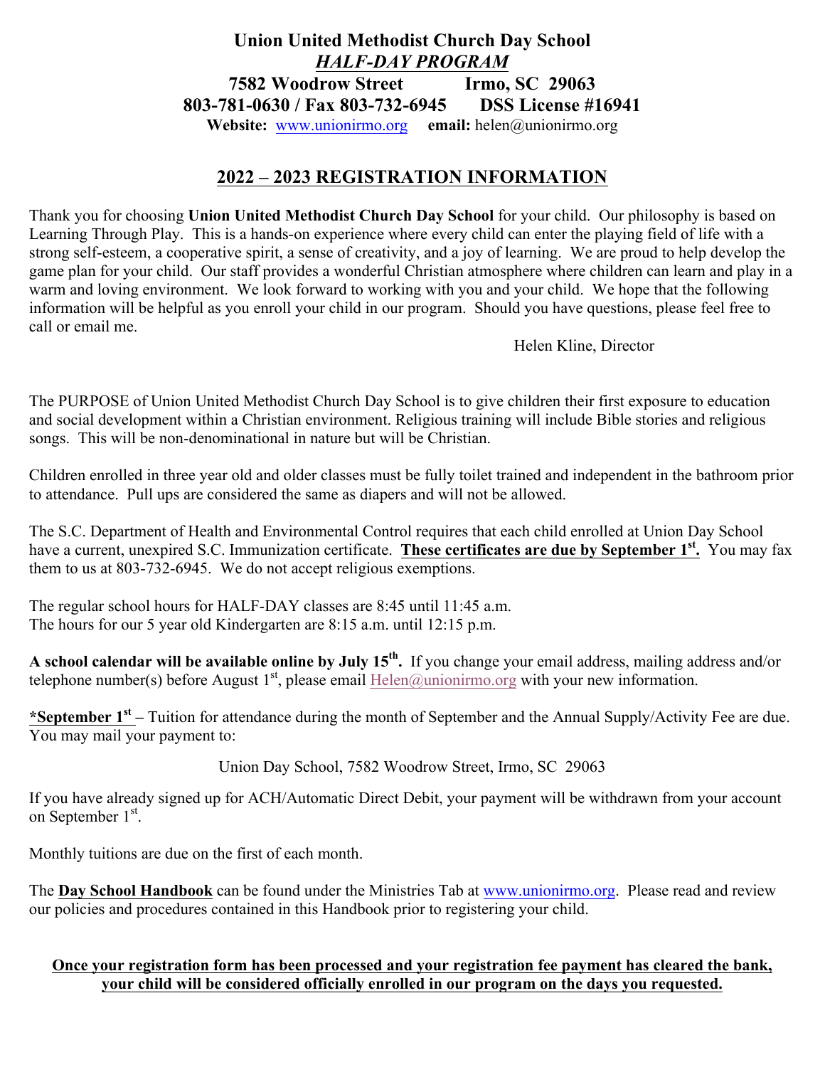# Union United Methodist Church Day School

***HALF-DAY PROGRAM***

**7582 Woodrow Street Irmo, SC 29063**

**803-781-0630 / Fax 803-732-6945 DSS License #16941**

**Website:** www.unionirmo.org **email:** helen@unionirmo.org

## 2022 – 2023 REGISTRATION INFORMATION

Thank you for choosing **Union United Methodist Church Day School** for your child. Our philosophy is based on Learning Through Play. This is a hands-on experience where every child can enter the playing field of life with a strong self-esteem, a cooperative spirit, a sense of creativity, and a joy of learning. We are proud to help develop the game plan for your child. Our staff provides a wonderful Christian atmosphere where children can learn and play in a warm and loving environment. We look forward to working with you and your child. We hope that the following information will be helpful as you enroll your child in our program. Should you have questions, please feel free to call or email me.

Helen Kline, Director

The PURPOSE of Union United Methodist Church Day School is to give children their first exposure to education and social development within a Christian environment. Religious training will include Bible stories and religious songs. This will be non-denominational in nature but will be Christian.

Children enrolled in three year old and older classes must be fully toilet trained and independent in the bathroom prior to attendance. Pull ups are considered the same as diapers and will not be allowed.

The S.C. Department of Health and Environmental Control requires that each child enrolled at Union Day School have a current, unexpired S.C. Immunization certificate. **These certificates are due by September 1st.** You may fax them to us at 803-732-6945. We do not accept religious exemptions.

The regular school hours for HALF-DAY classes are 8:45 until 11:45 a.m.
The hours for our 5 year old Kindergarten are 8:15 a.m. until 12:15 p.m.

**A school calendar will be available online by July 15th.** If you change your email address, mailing address and/or telephone number(s) before August 1st, please email Helen@unionirmo.org with your new information.

**\*September 1st** – Tuition for attendance during the month of September and the Annual Supply/Activity Fee are due. You may mail your payment to:

Union Day School, 7582 Woodrow Street, Irmo, SC 29063

If you have already signed up for ACH/Automatic Direct Debit, your payment will be withdrawn from your account on September 1st.

Monthly tuitions are due on the first of each month.

The **Day School Handbook** can be found under the Ministries Tab at www.unionirmo.org. Please read and review our policies and procedures contained in this Handbook prior to registering your child.

**Once your registration form has been processed and your registration fee payment has cleared the bank, your child will be considered officially enrolled in our program on the days you requested.**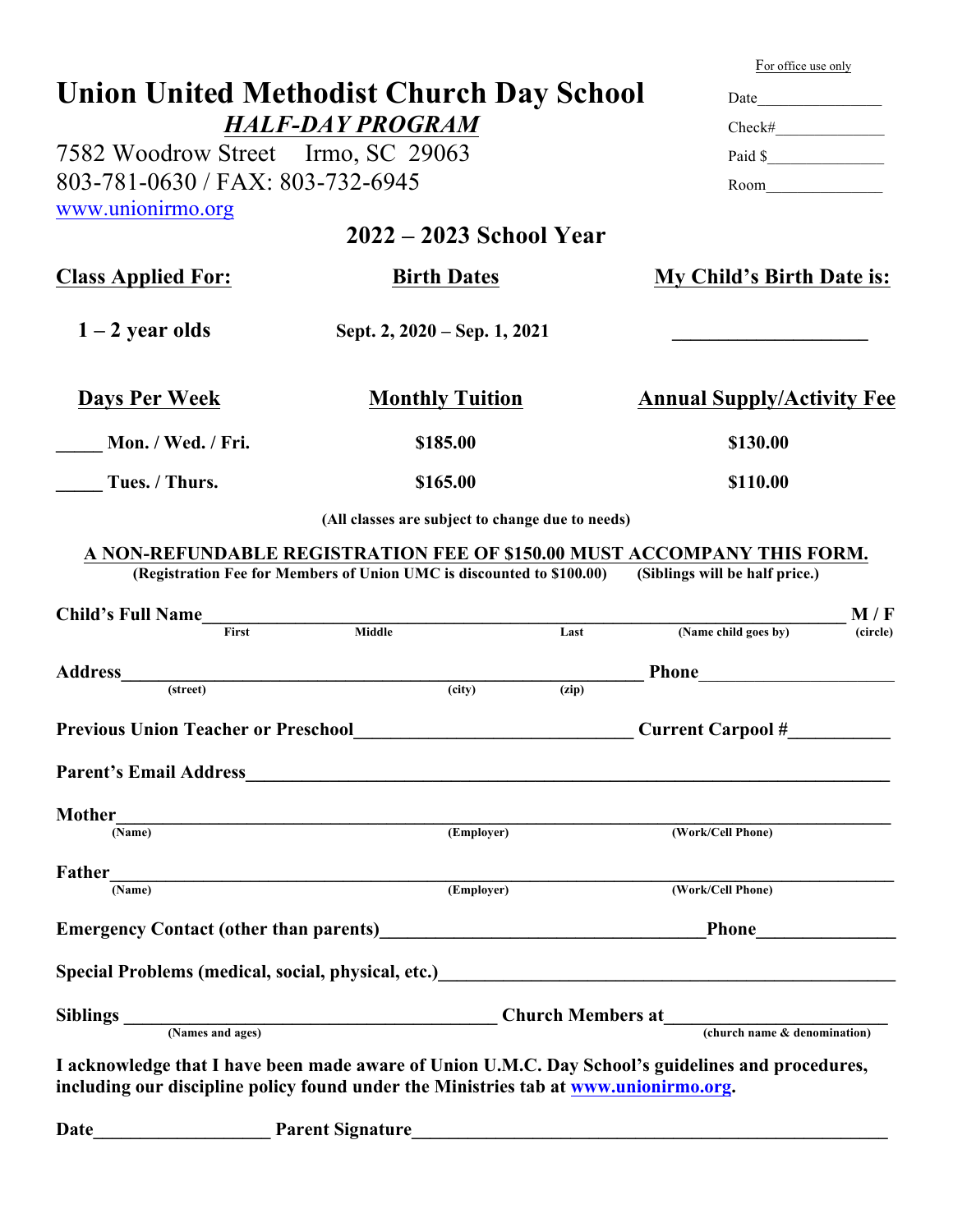For office use only

Date_______________

Check#_____________

Paid $_____________

Room______________

# Union United Methodist Church Day School

## *HALF-DAY PROGRAM*

7582 Woodrow Street Irmo, SC 29063
803-781-0630 / FAX: 803-732-6945
www.unionirmo.org

## 2022 – 2023 School Year

| Class Applied For: | Birth Dates | My Child's Birth Date is: |
|---|---|---|
| 1 – 2 year olds | Sept. 2, 2020 – Sep. 1, 2021 | ____________________ |

| Days Per Week | Monthly Tuition | Annual Supply/Activity Fee |
|---|---|---|
| _____ Mon. / Wed. / Fri. | $185.00 | $130.00 |
| _____ Tues. / Thurs. | $165.00 | $110.00 |

**(All classes are subject to change due to needs)**

**A NON-REFUNDABLE REGISTRATION FEE OF $150.00 MUST ACCOMPANY THIS FORM.**
**(Registration Fee for Members of Union UMC is discounted to $100.00) (Siblings will be half price.)**

**Child's Full Name**________________________________________________________________ **M / F**
(First) (Middle) (Last) (Name child goes by) (circle)

**Address**______________________________________________________ **Phone**____________________
(street) (city) (zip)

**Previous Union Teacher or Preschool**____________________________ **Current Carpool #**__________

**Parent's Email Address**____________________________________________________________

**Mother**____________________________________________________________________________
(Name) (Employer) (Work/Cell Phone)

**Father**____________________________________________________________________________
(Name) (Employer) (Work/Cell Phone)

**Emergency Contact (other than parents)**______________________________**Phone**______________

**Special Problems (medical, social, physical, etc.)**______________________________________________

**Siblings** ______________________________________ **Church Members at**________________________
(Names and ages) (church name & denomination)

**I acknowledge that I have been made aware of Union U.M.C. Day School's guidelines and procedures, including our discipline policy found under the Ministries tab at www.unionirmo.org.**

**Date**__________________ **Parent Signature**__________________________________________________